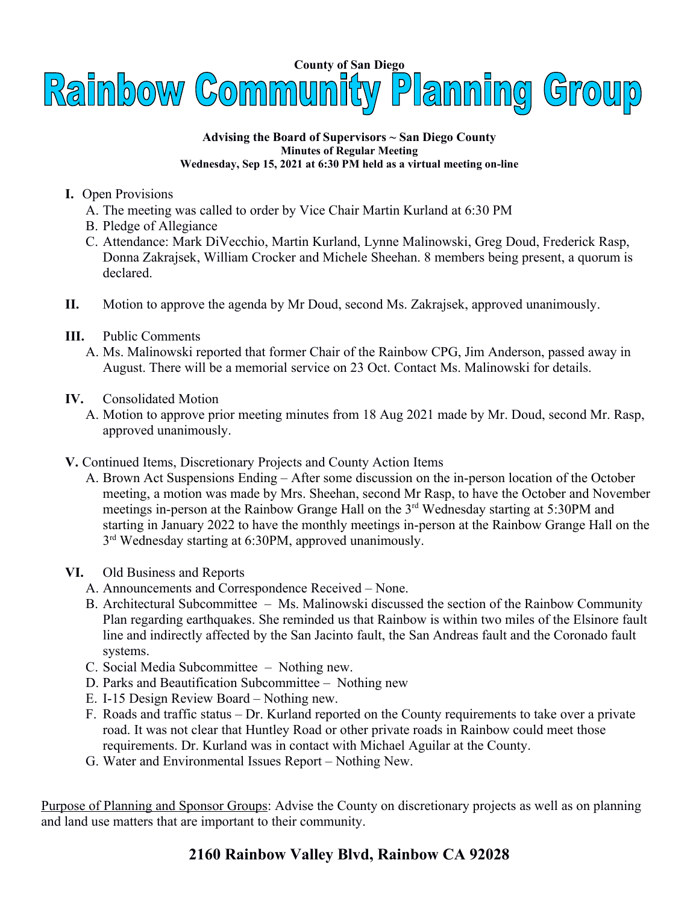**County of San Diego**

# Rainbow Community Planning Group

**Advising the Board of Supervisors ~ San Diego County**
**Minutes of Regular Meeting**
**Wednesday, Sep 15, 2021 at 6:30 PM held as a virtual meeting on-line**

**I.** Open Provisions

A. The meeting was called to order by Vice Chair Martin Kurland at 6:30 PM

B. Pledge of Allegiance

C. Attendance: Mark DiVecchio, Martin Kurland, Lynne Malinowski, Greg Doud, Frederick Rasp, Donna Zakrajsek, William Crocker and Michele Sheehan. 8 members being present, a quorum is declared.

**II.** Motion to approve the agenda by Mr Doud, second Ms. Zakrajsek, approved unanimously.

**III.** Public Comments

A. Ms. Malinowski reported that former Chair of the Rainbow CPG, Jim Anderson, passed away in August. There will be a memorial service on 23 Oct. Contact Ms. Malinowski for details.

**IV.** Consolidated Motion

A. Motion to approve prior meeting minutes from 18 Aug 2021 made by Mr. Doud, second Mr. Rasp, approved unanimously.

**V.** Continued Items, Discretionary Projects and County Action Items

A. Brown Act Suspensions Ending – After some discussion on the in-person location of the October meeting, a motion was made by Mrs. Sheehan, second Mr Rasp, to have the October and November meetings in-person at the Rainbow Grange Hall on the 3rd Wednesday starting at 5:30PM and starting in January 2022 to have the monthly meetings in-person at the Rainbow Grange Hall on the 3rd Wednesday starting at 6:30PM, approved unanimously.

**VI.** Old Business and Reports

A. Announcements and Correspondence Received – None.

B. Architectural Subcommittee – Ms. Malinowski discussed the section of the Rainbow Community Plan regarding earthquakes. She reminded us that Rainbow is within two miles of the Elsinore fault line and indirectly affected by the San Jacinto fault, the San Andreas fault and the Coronado fault systems.

C. Social Media Subcommittee – Nothing new.

D. Parks and Beautification Subcommittee – Nothing new

E. I-15 Design Review Board – Nothing new.

F. Roads and traffic status – Dr. Kurland reported on the County requirements to take over a private road. It was not clear that Huntley Road or other private roads in Rainbow could meet those requirements. Dr. Kurland was in contact with Michael Aguilar at the County.

G. Water and Environmental Issues Report – Nothing New.

Purpose of Planning and Sponsor Groups: Advise the County on discretionary projects as well as on planning and land use matters that are important to their community.

**2160 Rainbow Valley Blvd, Rainbow CA 92028**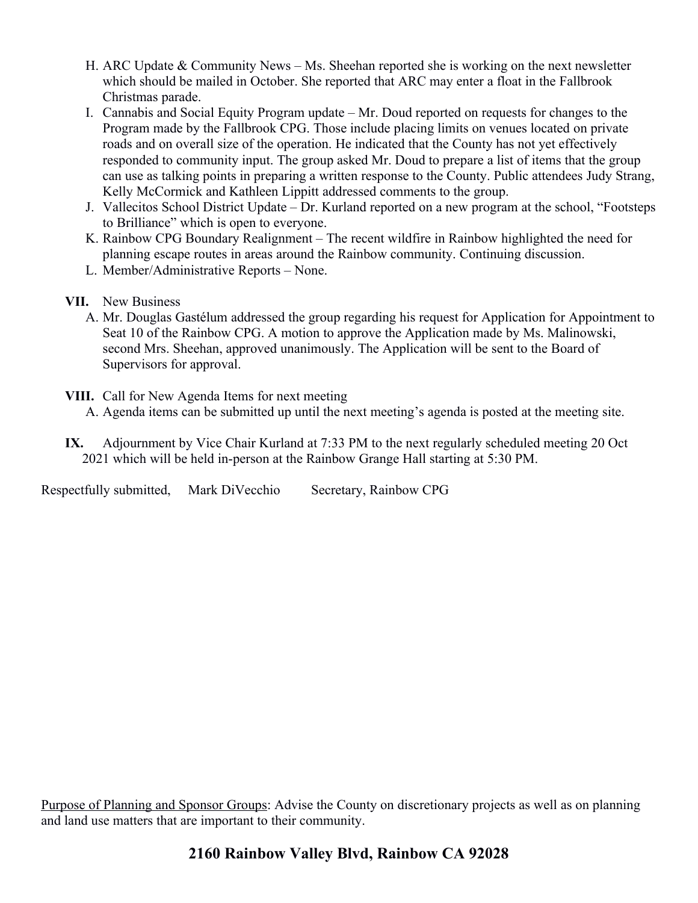H. ARC Update & Community News – Ms. Sheehan reported she is working on the next newsletter which should be mailed in October. She reported that ARC may enter a float in the Fallbrook Christmas parade.

I. Cannabis and Social Equity Program update – Mr. Doud reported on requests for changes to the Program made by the Fallbrook CPG. Those include placing limits on venues located on private roads and on overall size of the operation. He indicated that the County has not yet effectively responded to community input. The group asked Mr. Doud to prepare a list of items that the group can use as talking points in preparing a written response to the County. Public attendees Judy Strang, Kelly McCormick and Kathleen Lippitt addressed comments to the group.

J. Vallecitos School District Update – Dr. Kurland reported on a new program at the school, "Footsteps to Brilliance" which is open to everyone.

K. Rainbow CPG Boundary Realignment – The recent wildfire in Rainbow highlighted the need for planning escape routes in areas around the Rainbow community. Continuing discussion.

L. Member/Administrative Reports – None.

**VII.** New Business

A. Mr. Douglas Gastélum addressed the group regarding his request for Application for Appointment to Seat 10 of the Rainbow CPG. A motion to approve the Application made by Ms. Malinowski, second Mrs. Sheehan, approved unanimously. The Application will be sent to the Board of Supervisors for approval.

**VIII.** Call for New Agenda Items for next meeting

A. Agenda items can be submitted up until the next meeting's agenda is posted at the meeting site.

**IX.** Adjournment by Vice Chair Kurland at 7:33 PM to the next regularly scheduled meeting 20 Oct 2021 which will be held in-person at the Rainbow Grange Hall starting at 5:30 PM.

Respectfully submitted, Mark DiVecchio Secretary, Rainbow CPG

<u>Purpose of Planning and Sponsor Groups</u>: Advise the County on discretionary projects as well as on planning and land use matters that are important to their community.

**2160 Rainbow Valley Blvd, Rainbow CA 92028**